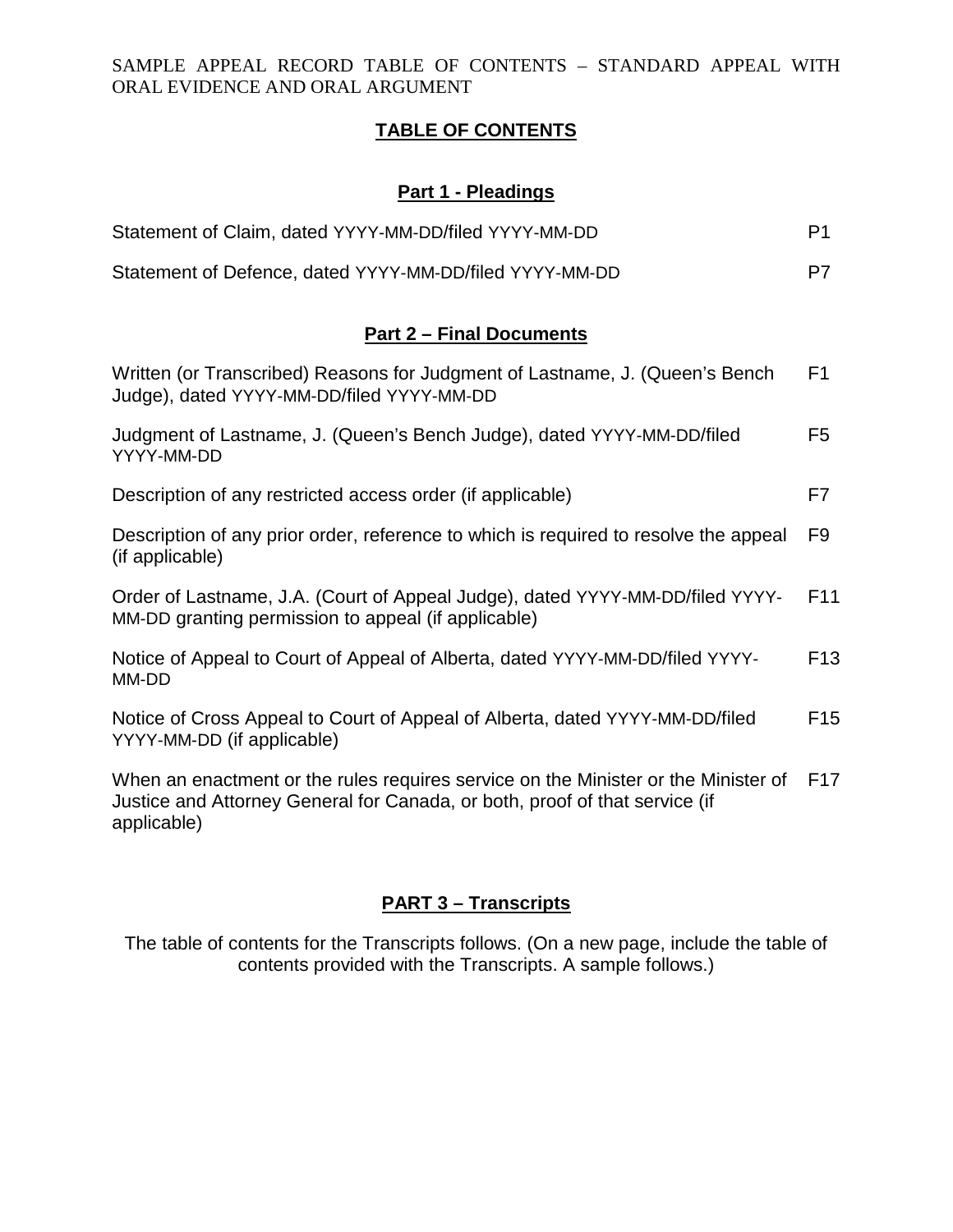SAMPLE APPEAL RECORD TABLE OF CONTENTS – STANDARD APPEAL WITH ORAL EVIDENCE AND ORAL ARGUMENT

## TABLE OF CONTENTS

### Part 1 - Pleadings

| | |
|---|---|
| Statement of Claim, dated YYYY-MM-DD/filed YYYY-MM-DD | P1 |
| Statement of Defence, dated YYYY-MM-DD/filed YYYY-MM-DD | P7 |

### Part 2 – Final Documents

| | |
|---|---|
| Written (or Transcribed) Reasons for Judgment of Lastname, J. (Queen's Bench Judge), dated YYYY-MM-DD/filed YYYY-MM-DD | F1 |
| Judgment of Lastname, J. (Queen's Bench Judge), dated YYYY-MM-DD/filed YYYY-MM-DD | F5 |
| Description of any restricted access order (if applicable) | F7 |
| Description of any prior order, reference to which is required to resolve the appeal (if applicable) | F9 |
| Order of Lastname, J.A. (Court of Appeal Judge), dated YYYY-MM-DD/filed YYYY-MM-DD granting permission to appeal (if applicable) | F11 |
| Notice of Appeal to Court of Appeal of Alberta, dated YYYY-MM-DD/filed YYYY-MM-DD | F13 |
| Notice of Cross Appeal to Court of Appeal of Alberta, dated YYYY-MM-DD/filed YYYY-MM-DD (if applicable) | F15 |
| When an enactment or the rules requires service on the Minister or the Minister of Justice and Attorney General for Canada, or both, proof of that service (if applicable) | F17 |

### PART 3 – Transcripts

The table of contents for the Transcripts follows. (On a new page, include the table of contents provided with the Transcripts. A sample follows.)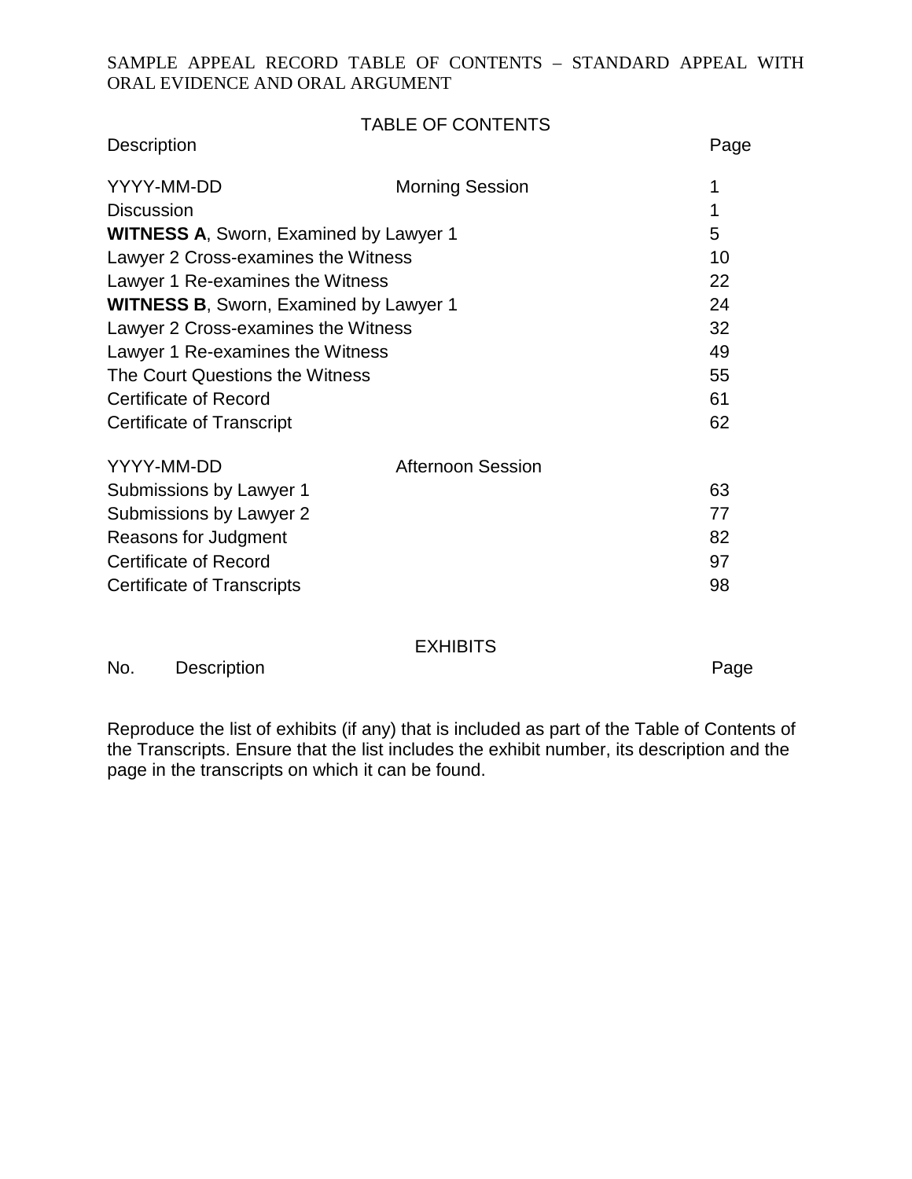SAMPLE APPEAL RECORD TABLE OF CONTENTS – STANDARD APPEAL WITH ORAL EVIDENCE AND ORAL ARGUMENT

## TABLE OF CONTENTS

| Description | | Page |
|---|---|---|
| YYYY-MM-DD | Morning Session | 1 |
| Discussion | | 1 |
| **WITNESS A**, Sworn, Examined by Lawyer 1 | | 5 |
| Lawyer 2 Cross-examines the Witness | | 10 |
| Lawyer 1 Re-examines the Witness | | 22 |
| **WITNESS B**, Sworn, Examined by Lawyer 1 | | 24 |
| Lawyer 2 Cross-examines the Witness | | 32 |
| Lawyer 1 Re-examines the Witness | | 49 |
| The Court Questions the Witness | | 55 |
| Certificate of Record | | 61 |
| Certificate of Transcript | | 62 |
| YYYY-MM-DD | Afternoon Session | |
| Submissions by Lawyer 1 | | 63 |
| Submissions by Lawyer 2 | | 77 |
| Reasons for Judgment | | 82 |
| Certificate of Record | | 97 |
| Certificate of Transcripts | | 98 |

## EXHIBITS

| No. | Description | Page |
|---|---|---|

Reproduce the list of exhibits (if any) that is included as part of the Table of Contents of the Transcripts. Ensure that the list includes the exhibit number, its description and the page in the transcripts on which it can be found.